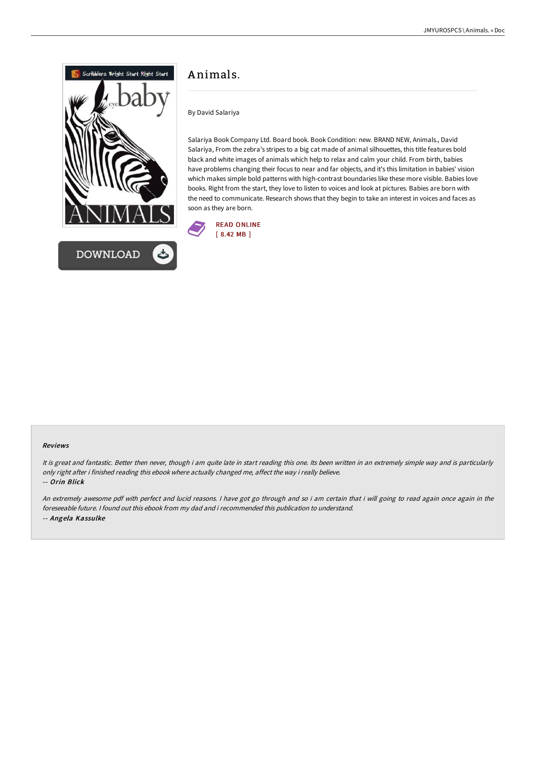# Animals.

By David Salariya

Salariya Book Company Ltd. Board book. Book Condition: new. BRAND NEW, Animals., David Salariya, From the zebra's stripes to a big cat made of animal silhouettes, this title features bold black and white images of animals which help to relax and calm your child. From birth, babies have problems changing their focus to near and far objects, and it's this limitation in babies' vision which makes simple bold patterns with high-contrast boundaries like these more visible. Babies love books. Right from the start, they love to listen to voices and look at pictures. Babies are born with the need to communicate. Research shows that they begin to take an interest in voices and faces as soon as they are born.

READ ONLINE
[ 8.42 MB ]

DOWNLOAD

### Reviews

*It is great and fantastic. Better then never, though i am quite late in start reading this one. Its been written in an extremely simple way and is particularly only right after i finished reading this ebook where actually changed me, affect the way i really believe.*

*-- Orin Blick*

*An extremely awesome pdf with perfect and lucid reasons. I have got go through and so i am certain that i will going to read again once again in the foreseeable future. I found out this ebook from my dad and i recommended this publication to understand.*

*-- Angela Kassulke*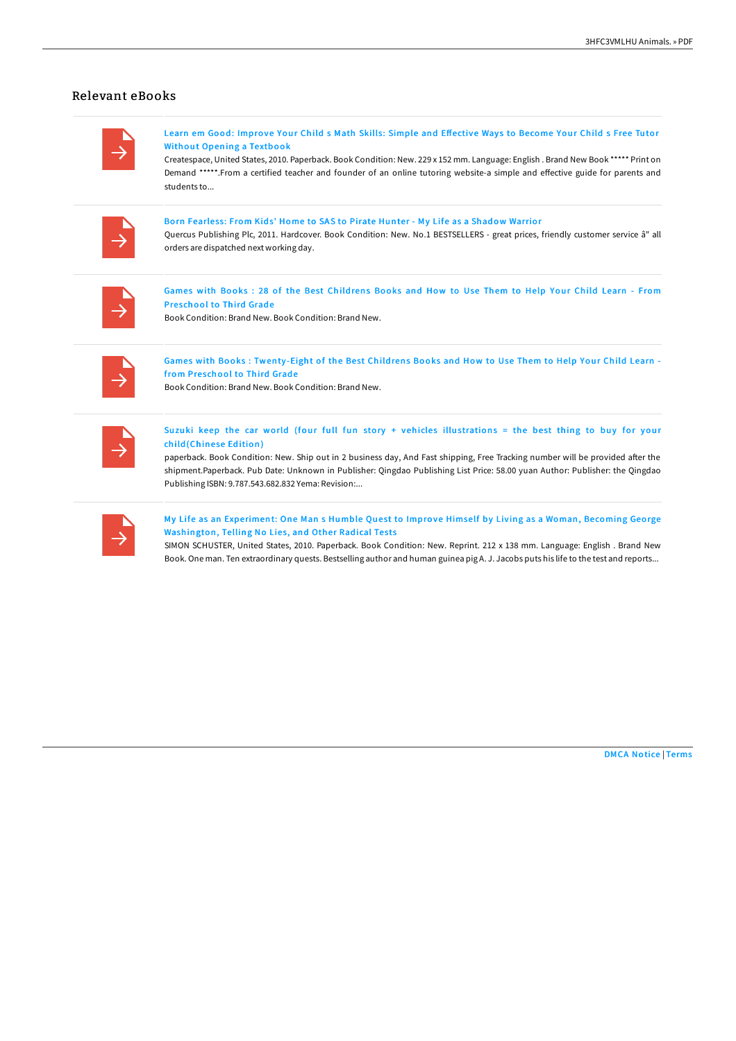## Relevant eBooks

**Learn em Good: Improve Your Child s Math Skills: Simple and Effective Ways to Become Your Child s Free Tutor Without Opening a Textbook**

Createspace, United States, 2010. Paperback. Book Condition: New. 229 x 152 mm. Language: English . Brand New Book ***** Print on Demand *****.From a certified teacher and founder of an online tutoring website-a simple and effective guide for parents and students to...

**Born Fearless: From Kids' Home to SAS to Pirate Hunter - My Life as a Shadow Warrior**

Quercus Publishing Plc, 2011. Hardcover. Book Condition: New. No.1 BESTSELLERS - great prices, friendly customer service â" all orders are dispatched next working day.

**Games with Books : 28 of the Best Childrens Books and How to Use Them to Help Your Child Learn - From Preschool to Third Grade**

Book Condition: Brand New. Book Condition: Brand New.

**Games with Books : Twenty-Eight of the Best Childrens Books and How to Use Them to Help Your Child Learn - from Preschool to Third Grade**

Book Condition: Brand New. Book Condition: Brand New.

**Suzuki keep the car world (four full fun story + vehicles illustrations = the best thing to buy for your child(Chinese Edition)**

paperback. Book Condition: New. Ship out in 2 business day, And Fast shipping, Free Tracking number will be provided after the shipment.Paperback. Pub Date: Unknown in Publisher: Qingdao Publishing List Price: 58.00 yuan Author: Publisher: the Qingdao Publishing ISBN: 9.787.543.682.832 Yema: Revision:...

**My Life as an Experiment: One Man s Humble Quest to Improve Himself by Living as a Woman, Becoming George Washington, Telling No Lies, and Other Radical Tests**

SIMON SCHUSTER, United States, 2010. Paperback. Book Condition: New. Reprint. 212 x 138 mm. Language: English . Brand New Book. One man. Ten extraordinary quests. Bestselling author and human guinea pig A. J. Jacobs puts his life to the test and reports...